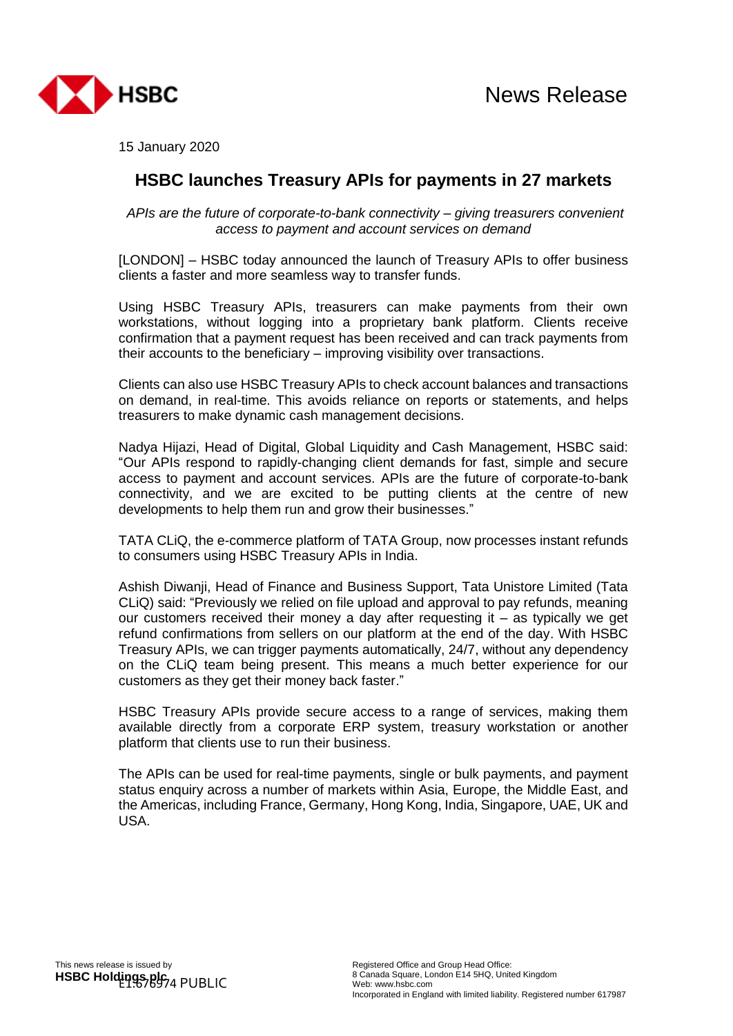HSBC

News Release

15 January 2020

# HSBC launches Treasury APIs for payments in 27 markets

*APIs are the future of corporate-to-bank connectivity – giving treasurers convenient access to payment and account services on demand*

[LONDON] – HSBC today announced the launch of Treasury APIs to offer business clients a faster and more seamless way to transfer funds.

Using HSBC Treasury APIs, treasurers can make payments from their own workstations, without logging into a proprietary bank platform. Clients receive confirmation that a payment request has been received and can track payments from their accounts to the beneficiary – improving visibility over transactions.

Clients can also use HSBC Treasury APIs to check account balances and transactions on demand, in real-time. This avoids reliance on reports or statements, and helps treasurers to make dynamic cash management decisions.

Nadya Hijazi, Head of Digital, Global Liquidity and Cash Management, HSBC said: "Our APIs respond to rapidly-changing client demands for fast, simple and secure access to payment and account services. APIs are the future of corporate-to-bank connectivity, and we are excited to be putting clients at the centre of new developments to help them run and grow their businesses."

TATA CLiQ, the e-commerce platform of TATA Group, now processes instant refunds to consumers using HSBC Treasury APIs in India.

Ashish Diwanji, Head of Finance and Business Support, Tata Unistore Limited (Tata CLiQ) said: "Previously we relied on file upload and approval to pay refunds, meaning our customers received their money a day after requesting it – as typically we get refund confirmations from sellers on our platform at the end of the day. With HSBC Treasury APIs, we can trigger payments automatically, 24/7, without any dependency on the CLiQ team being present. This means a much better experience for our customers as they get their money back faster."

HSBC Treasury APIs provide secure access to a range of services, making them available directly from a corporate ERP system, treasury workstation or another platform that clients use to run their business.

The APIs can be used for real-time payments, single or bulk payments, and payment status enquiry across a number of markets within Asia, Europe, the Middle East, and the Americas, including France, Germany, Hong Kong, India, Singapore, UAE, UK and USA.

This news release is issued by
**HSBC Holdings plc**

E1:676974 PUBLIC

Registered Office and Group Head Office:
8 Canada Square, London E14 5HQ, United Kingdom
Web: www.hsbc.com
Incorporated in England with limited liability. Registered number 617987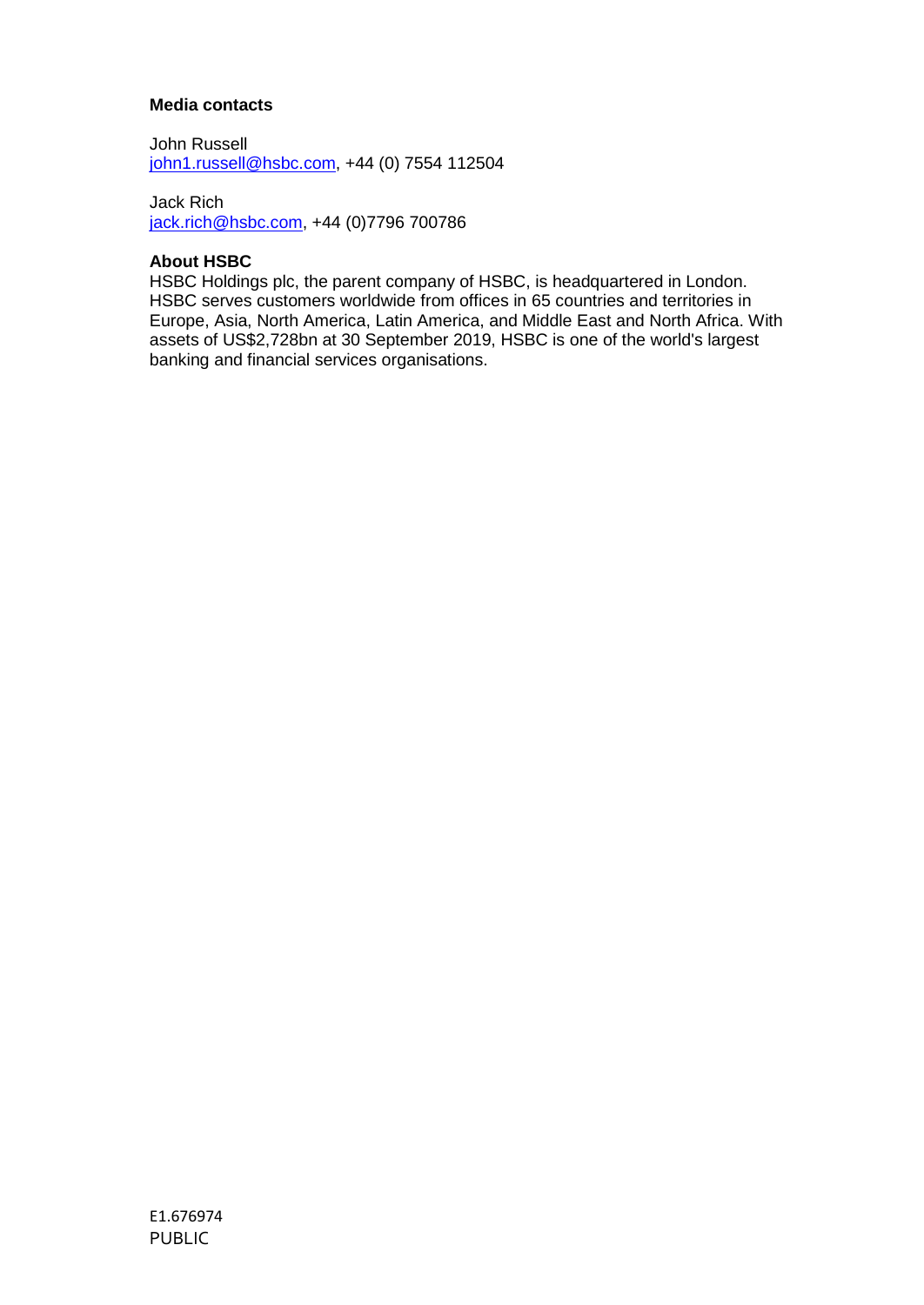**Media contacts**

John Russell
john1.russell@hsbc.com, +44 (0) 7554 112504

Jack Rich
jack.rich@hsbc.com, +44 (0)7796 700786

**About HSBC**
HSBC Holdings plc, the parent company of HSBC, is headquartered in London. HSBC serves customers worldwide from offices in 65 countries and territories in Europe, Asia, North America, Latin America, and Middle East and North Africa. With assets of US$2,728bn at 30 September 2019, HSBC is one of the world's largest banking and financial services organisations.

E1.676974
PUBLIC